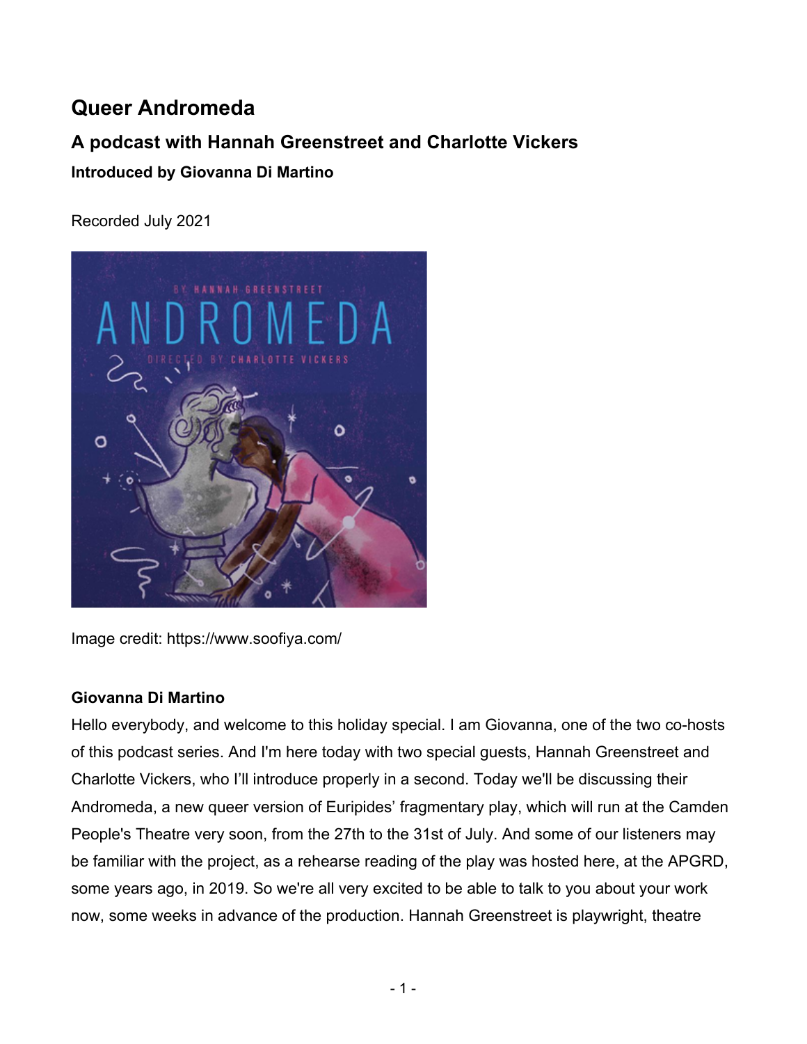# Queer Andromeda

## A podcast with Hannah Greenstreet and Charlotte Vickers

### Introduced by Giovanna Di Martino

Recorded July 2021

Image credit: https://www.soofiya.com/

**Giovanna Di Martino**

Hello everybody, and welcome to this holiday special. I am Giovanna, one of the two co-hosts of this podcast series. And I'm here today with two special guests, Hannah Greenstreet and Charlotte Vickers, who I'll introduce properly in a second. Today we'll be discussing their Andromeda, a new queer version of Euripides' fragmentary play, which will run at the Camden People's Theatre very soon, from the 27th to the 31st of July. And some of our listeners may be familiar with the project, as a rehearse reading of the play was hosted here, at the APGRD, some years ago, in 2019. So we're all very excited to be able to talk to you about your work now, some weeks in advance of the production. Hannah Greenstreet is playwright, theatre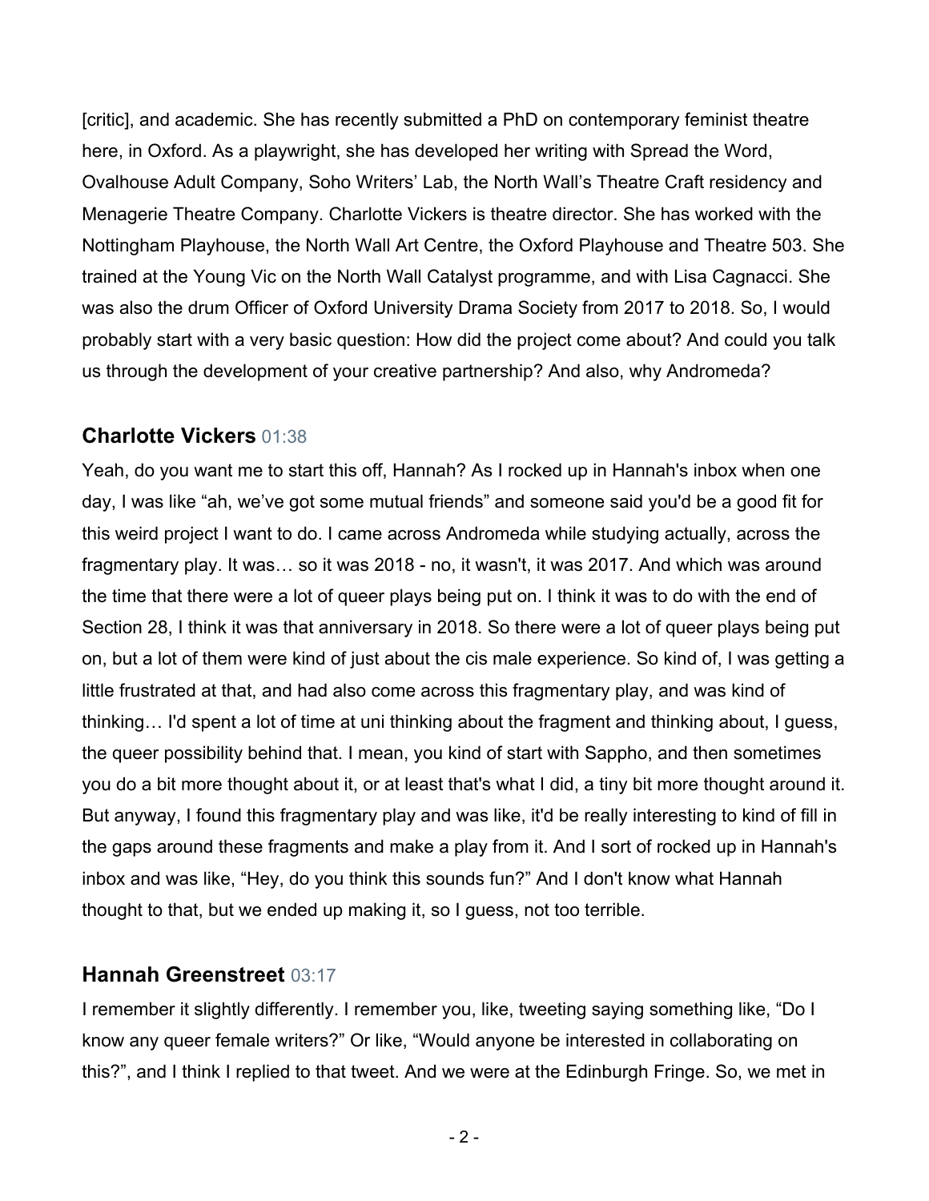[critic], and academic. She has recently submitted a PhD on contemporary feminist theatre here, in Oxford. As a playwright, she has developed her writing with Spread the Word, Ovalhouse Adult Company, Soho Writers' Lab, the North Wall's Theatre Craft residency and Menagerie Theatre Company. Charlotte Vickers is theatre director. She has worked with the Nottingham Playhouse, the North Wall Art Centre, the Oxford Playhouse and Theatre 503. She trained at the Young Vic on the North Wall Catalyst programme, and with Lisa Cagnacci. She was also the drum Officer of Oxford University Drama Society from 2017 to 2018. So, I would probably start with a very basic question: How did the project come about? And could you talk us through the development of your creative partnership? And also, why Andromeda?

## Charlotte Vickers 01:38

Yeah, do you want me to start this off, Hannah? As I rocked up in Hannah's inbox when one day, I was like "ah, we've got some mutual friends" and someone said you'd be a good fit for this weird project I want to do. I came across Andromeda while studying actually, across the fragmentary play. It was… so it was 2018 - no, it wasn't, it was 2017. And which was around the time that there were a lot of queer plays being put on. I think it was to do with the end of Section 28, I think it was that anniversary in 2018. So there were a lot of queer plays being put on, but a lot of them were kind of just about the cis male experience. So kind of, I was getting a little frustrated at that, and had also come across this fragmentary play, and was kind of thinking… I'd spent a lot of time at uni thinking about the fragment and thinking about, I guess, the queer possibility behind that. I mean, you kind of start with Sappho, and then sometimes you do a bit more thought about it, or at least that's what I did, a tiny bit more thought around it. But anyway, I found this fragmentary play and was like, it'd be really interesting to kind of fill in the gaps around these fragments and make a play from it. And I sort of rocked up in Hannah's inbox and was like, "Hey, do you think this sounds fun?" And I don't know what Hannah thought to that, but we ended up making it, so I guess, not too terrible.

## Hannah Greenstreet 03:17

I remember it slightly differently. I remember you, like, tweeting saying something like, "Do I know any queer female writers?" Or like, "Would anyone be interested in collaborating on this?", and I think I replied to that tweet. And we were at the Edinburgh Fringe. So, we met in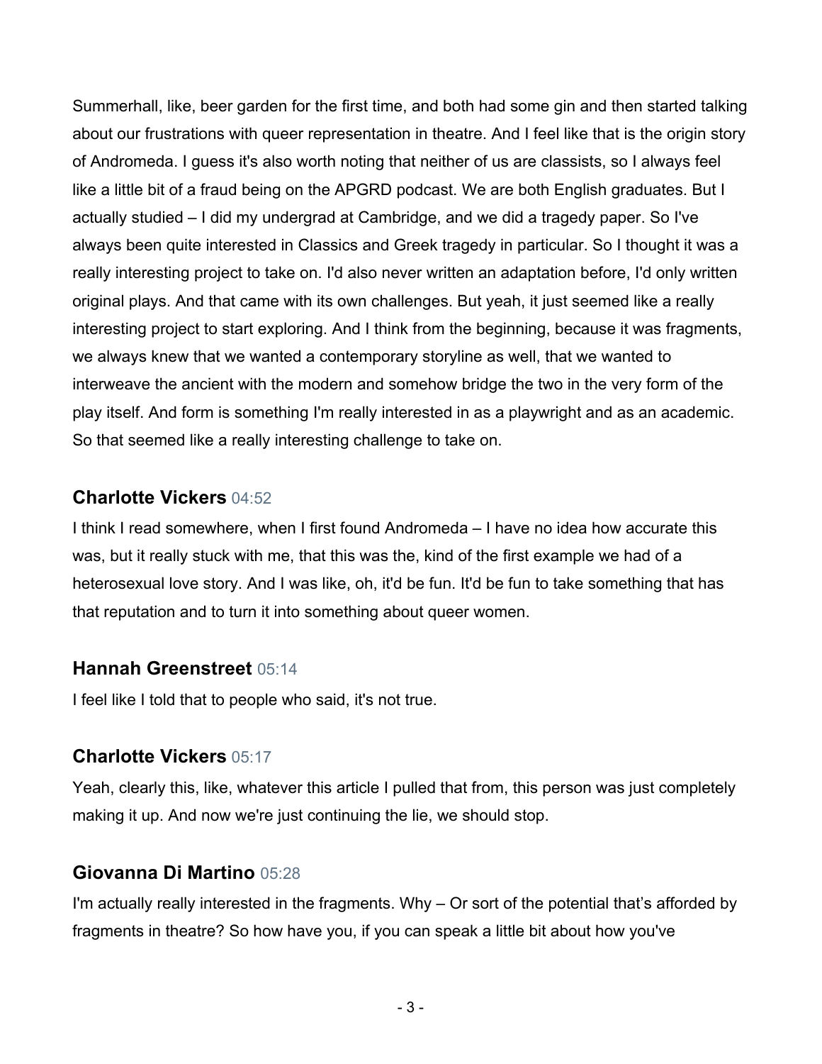Summerhall, like, beer garden for the first time, and both had some gin and then started talking about our frustrations with queer representation in theatre. And I feel like that is the origin story of Andromeda. I guess it's also worth noting that neither of us are classists, so I always feel like a little bit of a fraud being on the APGRD podcast. We are both English graduates. But I actually studied – I did my undergrad at Cambridge, and we did a tragedy paper. So I've always been quite interested in Classics and Greek tragedy in particular. So I thought it was a really interesting project to take on. I'd also never written an adaptation before, I'd only written original plays. And that came with its own challenges. But yeah, it just seemed like a really interesting project to start exploring. And I think from the beginning, because it was fragments, we always knew that we wanted a contemporary storyline as well, that we wanted to interweave the ancient with the modern and somehow bridge the two in the very form of the play itself. And form is something I'm really interested in as a playwright and as an academic. So that seemed like a really interesting challenge to take on.

### **Charlotte Vickers** 04:52

I think I read somewhere, when I first found Andromeda – I have no idea how accurate this was, but it really stuck with me, that this was the, kind of the first example we had of a heterosexual love story. And I was like, oh, it'd be fun. It'd be fun to take something that has that reputation and to turn it into something about queer women.

### **Hannah Greenstreet** 05:14

I feel like I told that to people who said, it's not true.

### **Charlotte Vickers** 05:17

Yeah, clearly this, like, whatever this article I pulled that from, this person was just completely making it up. And now we're just continuing the lie, we should stop.

### **Giovanna Di Martino** 05:28

I'm actually really interested in the fragments. Why – Or sort of the potential that's afforded by fragments in theatre? So how have you, if you can speak a little bit about how you've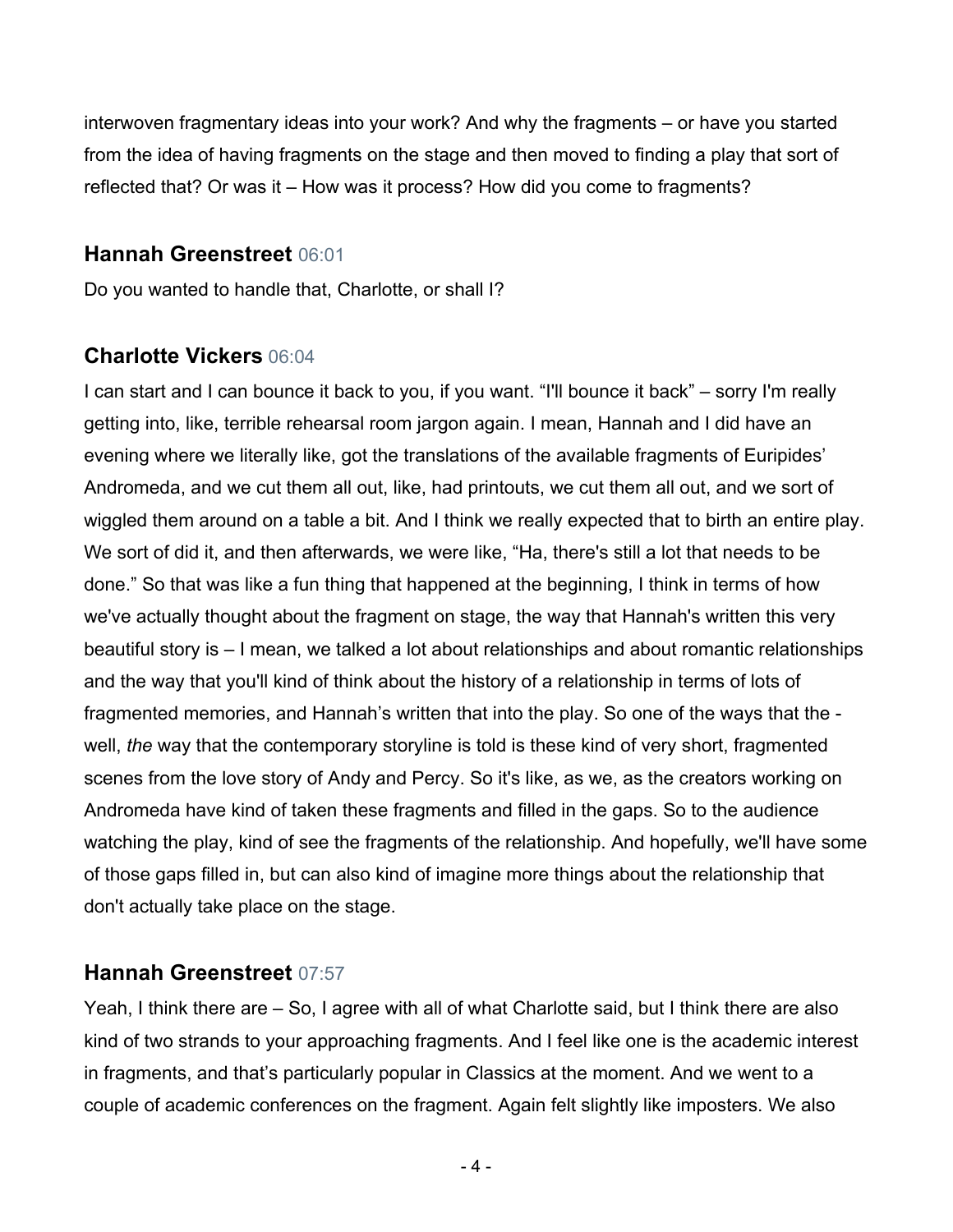interwoven fragmentary ideas into your work? And why the fragments – or have you started from the idea of having fragments on the stage and then moved to finding a play that sort of reflected that? Or was it – How was it process? How did you come to fragments?

## **Hannah Greenstreet** 06:01

Do you wanted to handle that, Charlotte, or shall I?

## **Charlotte Vickers** 06:04

I can start and I can bounce it back to you, if you want. "I'll bounce it back" – sorry I'm really getting into, like, terrible rehearsal room jargon again. I mean, Hannah and I did have an evening where we literally like, got the translations of the available fragments of Euripides' Andromeda, and we cut them all out, like, had printouts, we cut them all out, and we sort of wiggled them around on a table a bit. And I think we really expected that to birth an entire play. We sort of did it, and then afterwards, we were like, "Ha, there's still a lot that needs to be done." So that was like a fun thing that happened at the beginning, I think in terms of how we've actually thought about the fragment on stage, the way that Hannah's written this very beautiful story is – I mean, we talked a lot about relationships and about romantic relationships and the way that you'll kind of think about the history of a relationship in terms of lots of fragmented memories, and Hannah's written that into the play. So one of the ways that the - well, *the* way that the contemporary storyline is told is these kind of very short, fragmented scenes from the love story of Andy and Percy. So it's like, as we, as the creators working on Andromeda have kind of taken these fragments and filled in the gaps. So to the audience watching the play, kind of see the fragments of the relationship. And hopefully, we'll have some of those gaps filled in, but can also kind of imagine more things about the relationship that don't actually take place on the stage.

## **Hannah Greenstreet** 07:57

Yeah, I think there are – So, I agree with all of what Charlotte said, but I think there are also kind of two strands to your approaching fragments. And I feel like one is the academic interest in fragments, and that's particularly popular in Classics at the moment. And we went to a couple of academic conferences on the fragment. Again felt slightly like imposters. We also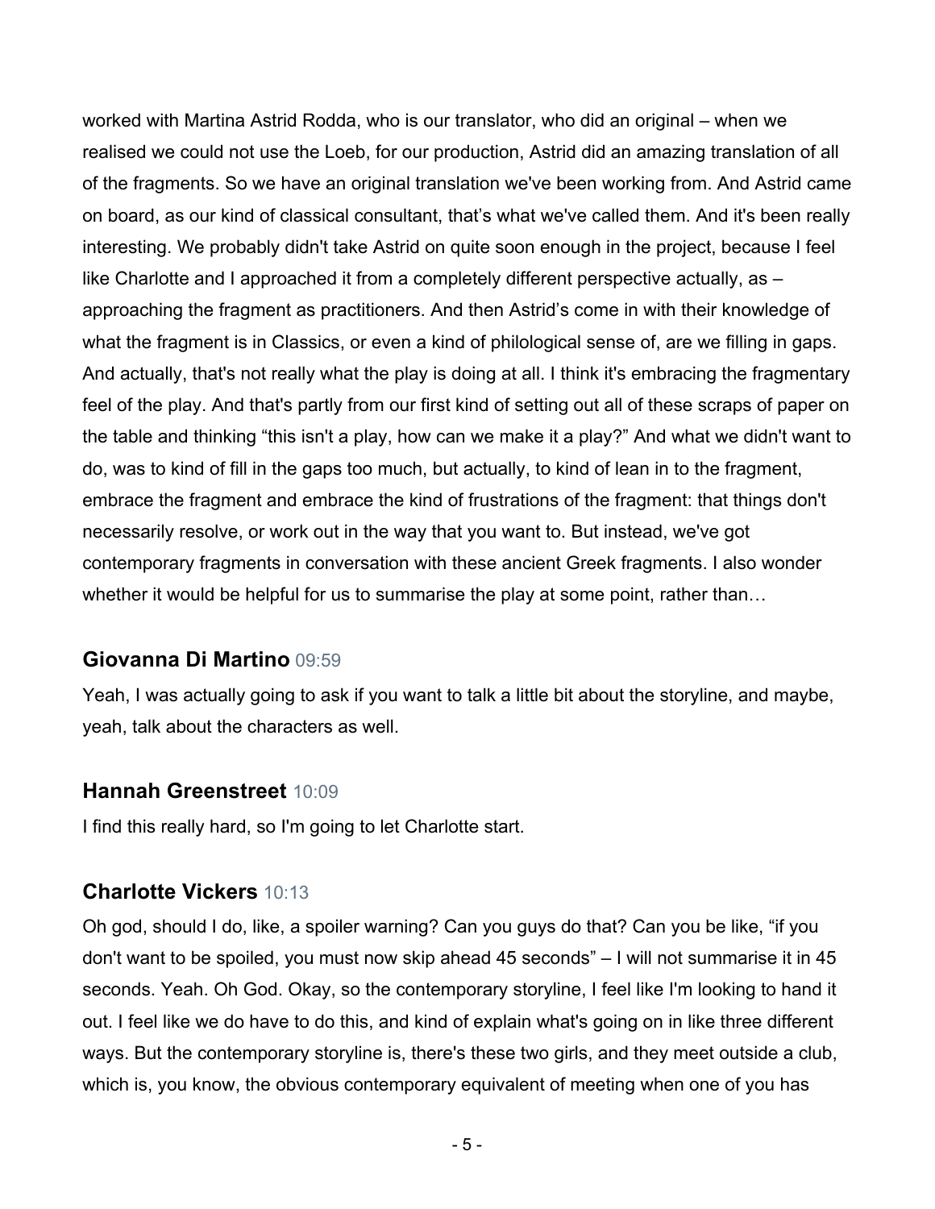worked with Martina Astrid Rodda, who is our translator, who did an original – when we realised we could not use the Loeb, for our production, Astrid did an amazing translation of all of the fragments. So we have an original translation we've been working from. And Astrid came on board, as our kind of classical consultant, that's what we've called them. And it's been really interesting. We probably didn't take Astrid on quite soon enough in the project, because I feel like Charlotte and I approached it from a completely different perspective actually, as – approaching the fragment as practitioners. And then Astrid's come in with their knowledge of what the fragment is in Classics, or even a kind of philological sense of, are we filling in gaps. And actually, that's not really what the play is doing at all. I think it's embracing the fragmentary feel of the play. And that's partly from our first kind of setting out all of these scraps of paper on the table and thinking "this isn't a play, how can we make it a play?" And what we didn't want to do, was to kind of fill in the gaps too much, but actually, to kind of lean in to the fragment, embrace the fragment and embrace the kind of frustrations of the fragment: that things don't necessarily resolve, or work out in the way that you want to. But instead, we've got contemporary fragments in conversation with these ancient Greek fragments. I also wonder whether it would be helpful for us to summarise the play at some point, rather than…

## Giovanna Di Martino 09:59

Yeah, I was actually going to ask if you want to talk a little bit about the storyline, and maybe, yeah, talk about the characters as well.

## Hannah Greenstreet 10:09

I find this really hard, so I'm going to let Charlotte start.

## Charlotte Vickers 10:13

Oh god, should I do, like, a spoiler warning? Can you guys do that? Can you be like, "if you don't want to be spoiled, you must now skip ahead 45 seconds" – I will not summarise it in 45 seconds. Yeah. Oh God. Okay, so the contemporary storyline, I feel like I'm looking to hand it out. I feel like we do have to do this, and kind of explain what's going on in like three different ways. But the contemporary storyline is, there's these two girls, and they meet outside a club, which is, you know, the obvious contemporary equivalent of meeting when one of you has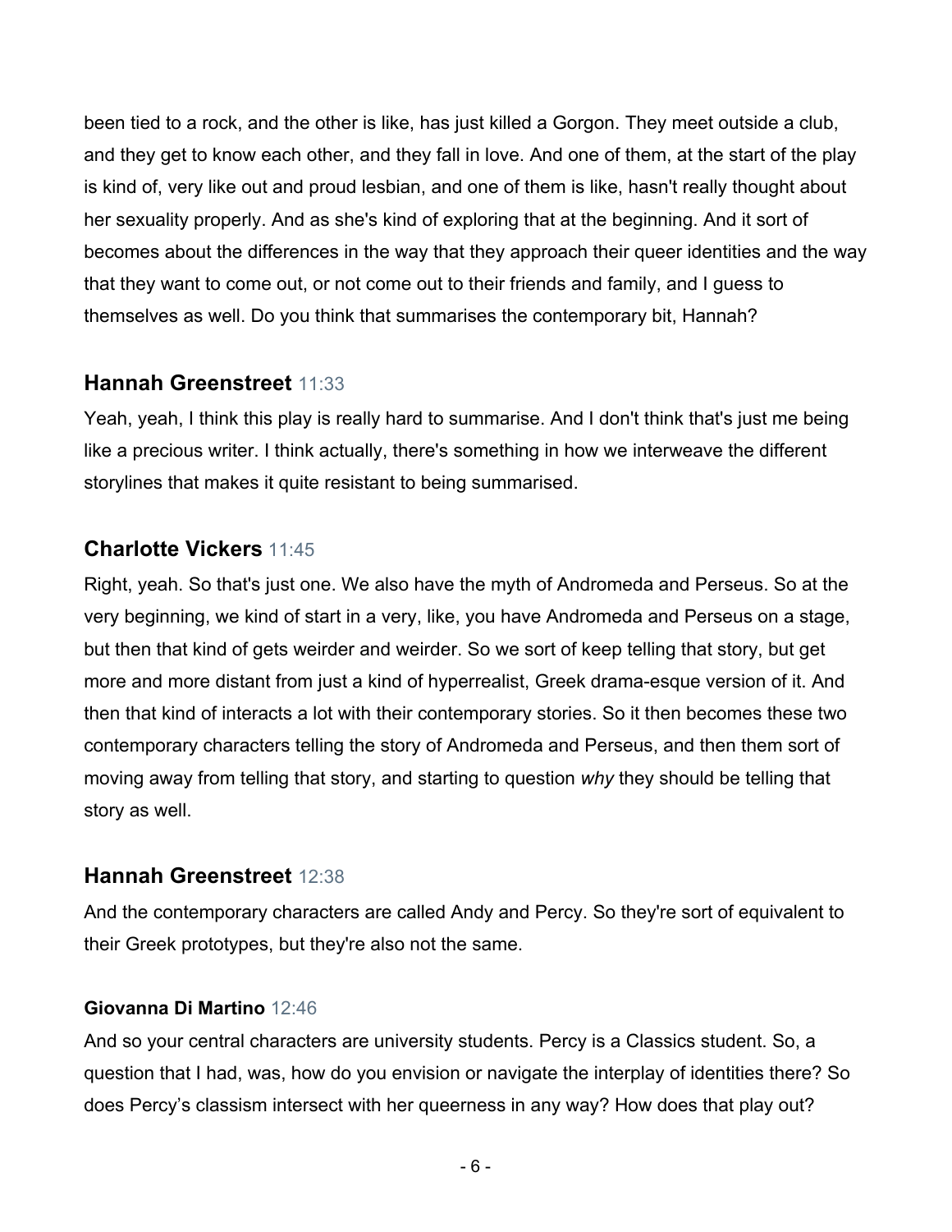been tied to a rock, and the other is like, has just killed a Gorgon. They meet outside a club, and they get to know each other, and they fall in love. And one of them, at the start of the play is kind of, very like out and proud lesbian, and one of them is like, hasn't really thought about her sexuality properly. And as she's kind of exploring that at the beginning. And it sort of becomes about the differences in the way that they approach their queer identities and the way that they want to come out, or not come out to their friends and family, and I guess to themselves as well. Do you think that summarises the contemporary bit, Hannah?

## Hannah Greenstreet 11:33

Yeah, yeah, I think this play is really hard to summarise. And I don't think that's just me being like a precious writer. I think actually, there's something in how we interweave the different storylines that makes it quite resistant to being summarised.

## Charlotte Vickers 11:45

Right, yeah. So that's just one. We also have the myth of Andromeda and Perseus. So at the very beginning, we kind of start in a very, like, you have Andromeda and Perseus on a stage, but then that kind of gets weirder and weirder. So we sort of keep telling that story, but get more and more distant from just a kind of hyperrealist, Greek drama-esque version of it. And then that kind of interacts a lot with their contemporary stories. So it then becomes these two contemporary characters telling the story of Andromeda and Perseus, and then them sort of moving away from telling that story, and starting to question *why* they should be telling that story as well.

## Hannah Greenstreet 12:38

And the contemporary characters are called Andy and Percy. So they're sort of equivalent to their Greek prototypes, but they're also not the same.

### Giovanna Di Martino 12:46

And so your central characters are university students. Percy is a Classics student. So, a question that I had, was, how do you envision or navigate the interplay of identities there? So does Percy's classism intersect with her queerness in any way? How does that play out?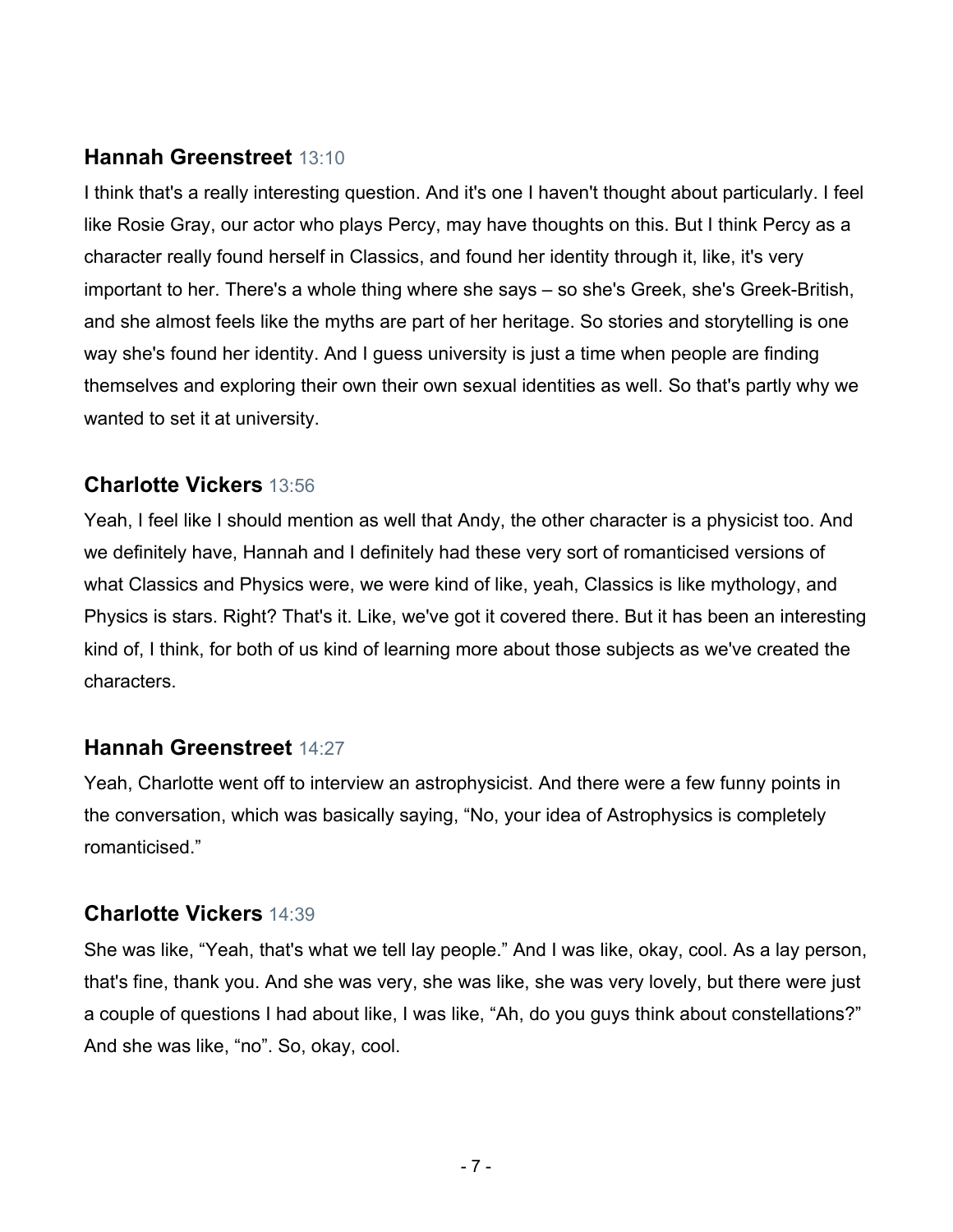**Hannah Greenstreet** 13:10

I think that's a really interesting question. And it's one I haven't thought about particularly. I feel like Rosie Gray, our actor who plays Percy, may have thoughts on this. But I think Percy as a character really found herself in Classics, and found her identity through it, like, it's very important to her. There's a whole thing where she says – so she's Greek, she's Greek-British, and she almost feels like the myths are part of her heritage. So stories and storytelling is one way she's found her identity. And I guess university is just a time when people are finding themselves and exploring their own their own sexual identities as well. So that's partly why we wanted to set it at university.

**Charlotte Vickers** 13:56

Yeah, I feel like I should mention as well that Andy, the other character is a physicist too. And we definitely have, Hannah and I definitely had these very sort of romanticised versions of what Classics and Physics were, we were kind of like, yeah, Classics is like mythology, and Physics is stars. Right? That's it. Like, we've got it covered there. But it has been an interesting kind of, I think, for both of us kind of learning more about those subjects as we've created the characters.

**Hannah Greenstreet** 14:27

Yeah, Charlotte went off to interview an astrophysicist. And there were a few funny points in the conversation, which was basically saying, "No, your idea of Astrophysics is completely romanticised."

**Charlotte Vickers** 14:39

She was like, "Yeah, that's what we tell lay people." And I was like, okay, cool. As a lay person, that's fine, thank you. And she was very, she was like, she was very lovely, but there were just a couple of questions I had about like, I was like, "Ah, do you guys think about constellations?" And she was like, "no". So, okay, cool.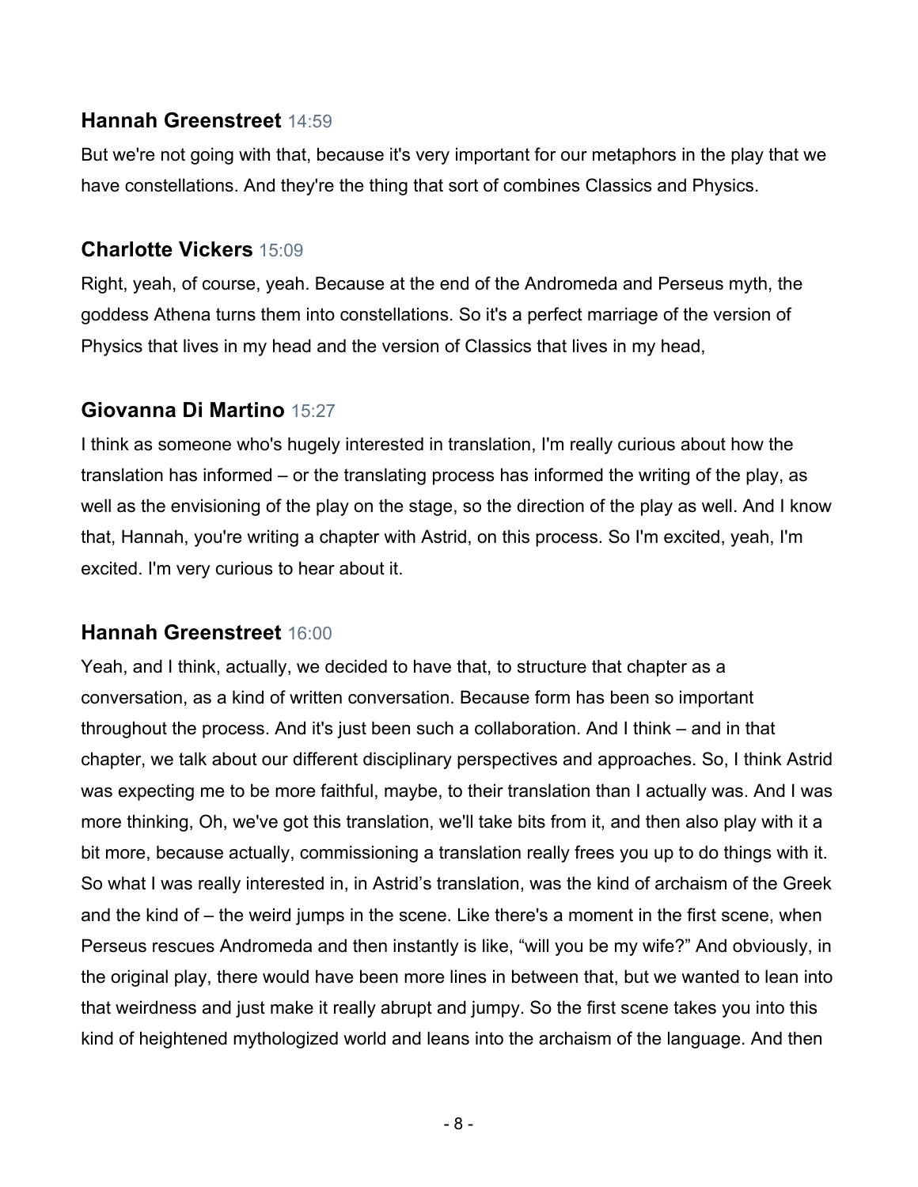**Hannah Greenstreet** 14:59

But we're not going with that, because it's very important for our metaphors in the play that we have constellations. And they're the thing that sort of combines Classics and Physics.

**Charlotte Vickers** 15:09

Right, yeah, of course, yeah. Because at the end of the Andromeda and Perseus myth, the goddess Athena turns them into constellations. So it's a perfect marriage of the version of Physics that lives in my head and the version of Classics that lives in my head,

**Giovanna Di Martino** 15:27

I think as someone who's hugely interested in translation, I'm really curious about how the translation has informed – or the translating process has informed the writing of the play, as well as the envisioning of the play on the stage, so the direction of the play as well. And I know that, Hannah, you're writing a chapter with Astrid, on this process. So I'm excited, yeah, I'm excited. I'm very curious to hear about it.

**Hannah Greenstreet** 16:00

Yeah, and I think, actually, we decided to have that, to structure that chapter as a conversation, as a kind of written conversation. Because form has been so important throughout the process. And it's just been such a collaboration. And I think – and in that chapter, we talk about our different disciplinary perspectives and approaches. So, I think Astrid was expecting me to be more faithful, maybe, to their translation than I actually was. And I was more thinking, Oh, we've got this translation, we'll take bits from it, and then also play with it a bit more, because actually, commissioning a translation really frees you up to do things with it. So what I was really interested in, in Astrid's translation, was the kind of archaism of the Greek and the kind of – the weird jumps in the scene. Like there's a moment in the first scene, when Perseus rescues Andromeda and then instantly is like, "will you be my wife?" And obviously, in the original play, there would have been more lines in between that, but we wanted to lean into that weirdness and just make it really abrupt and jumpy. So the first scene takes you into this kind of heightened mythologized world and leans into the archaism of the language. And then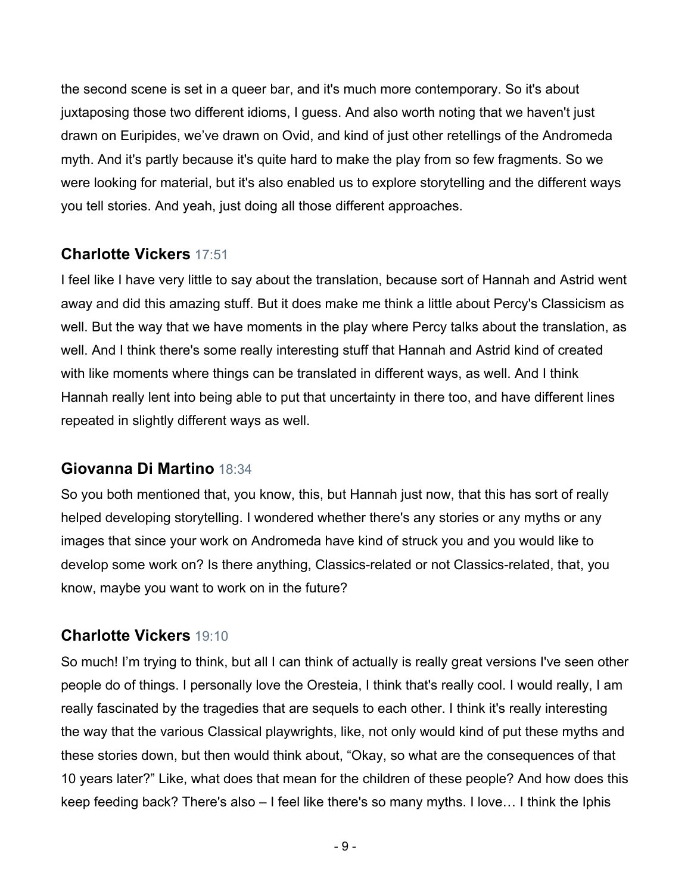the second scene is set in a queer bar, and it's much more contemporary. So it's about juxtaposing those two different idioms, I guess. And also worth noting that we haven't just drawn on Euripides, we've drawn on Ovid, and kind of just other retellings of the Andromeda myth. And it's partly because it's quite hard to make the play from so few fragments. So we were looking for material, but it's also enabled us to explore storytelling and the different ways you tell stories. And yeah, just doing all those different approaches.

### **Charlotte Vickers** 17:51

I feel like I have very little to say about the translation, because sort of Hannah and Astrid went away and did this amazing stuff. But it does make me think a little about Percy's Classicism as well. But the way that we have moments in the play where Percy talks about the translation, as well. And I think there's some really interesting stuff that Hannah and Astrid kind of created with like moments where things can be translated in different ways, as well. And I think Hannah really lent into being able to put that uncertainty in there too, and have different lines repeated in slightly different ways as well.

### **Giovanna Di Martino** 18:34

So you both mentioned that, you know, this, but Hannah just now, that this has sort of really helped developing storytelling. I wondered whether there's any stories or any myths or any images that since your work on Andromeda have kind of struck you and you would like to develop some work on? Is there anything, Classics-related or not Classics-related, that, you know, maybe you want to work on in the future?

### **Charlotte Vickers** 19:10

So much! I'm trying to think, but all I can think of actually is really great versions I've seen other people do of things. I personally love the Oresteia, I think that's really cool. I would really, I am really fascinated by the tragedies that are sequels to each other. I think it's really interesting the way that the various Classical playwrights, like, not only would kind of put these myths and these stories down, but then would think about, "Okay, so what are the consequences of that 10 years later?" Like, what does that mean for the children of these people? And how does this keep feeding back? There's also – I feel like there's so many myths. I love… I think the Iphis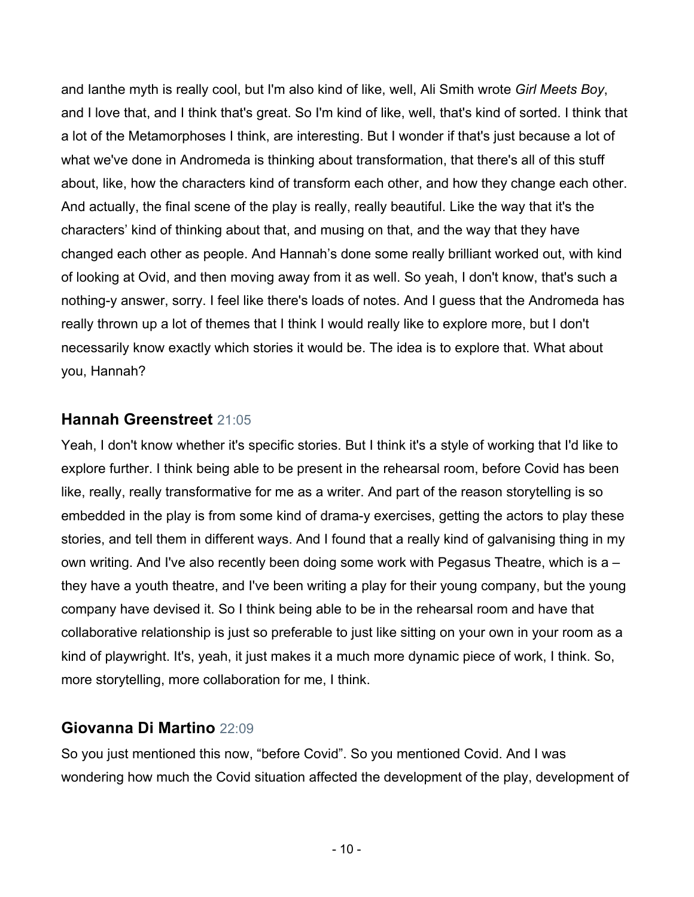and Ianthe myth is really cool, but I'm also kind of like, well, Ali Smith wrote *Girl Meets Boy*, and I love that, and I think that's great. So I'm kind of like, well, that's kind of sorted. I think that a lot of the Metamorphoses I think, are interesting. But I wonder if that's just because a lot of what we've done in Andromeda is thinking about transformation, that there's all of this stuff about, like, how the characters kind of transform each other, and how they change each other. And actually, the final scene of the play is really, really beautiful. Like the way that it's the characters' kind of thinking about that, and musing on that, and the way that they have changed each other as people. And Hannah's done some really brilliant worked out, with kind of looking at Ovid, and then moving away from it as well. So yeah, I don't know, that's such a nothing-y answer, sorry. I feel like there's loads of notes. And I guess that the Andromeda has really thrown up a lot of themes that I think I would really like to explore more, but I don't necessarily know exactly which stories it would be. The idea is to explore that. What about you, Hannah?

## Hannah Greenstreet 21:05

Yeah, I don't know whether it's specific stories. But I think it's a style of working that I'd like to explore further. I think being able to be present in the rehearsal room, before Covid has been like, really, really transformative for me as a writer. And part of the reason storytelling is so embedded in the play is from some kind of drama-y exercises, getting the actors to play these stories, and tell them in different ways. And I found that a really kind of galvanising thing in my own writing. And I've also recently been doing some work with Pegasus Theatre, which is a – they have a youth theatre, and I've been writing a play for their young company, but the young company have devised it. So I think being able to be in the rehearsal room and have that collaborative relationship is just so preferable to just like sitting on your own in your room as a kind of playwright. It's, yeah, it just makes it a much more dynamic piece of work, I think. So, more storytelling, more collaboration for me, I think.

## Giovanna Di Martino 22:09

So you just mentioned this now, "before Covid". So you mentioned Covid. And I was wondering how much the Covid situation affected the development of the play, development of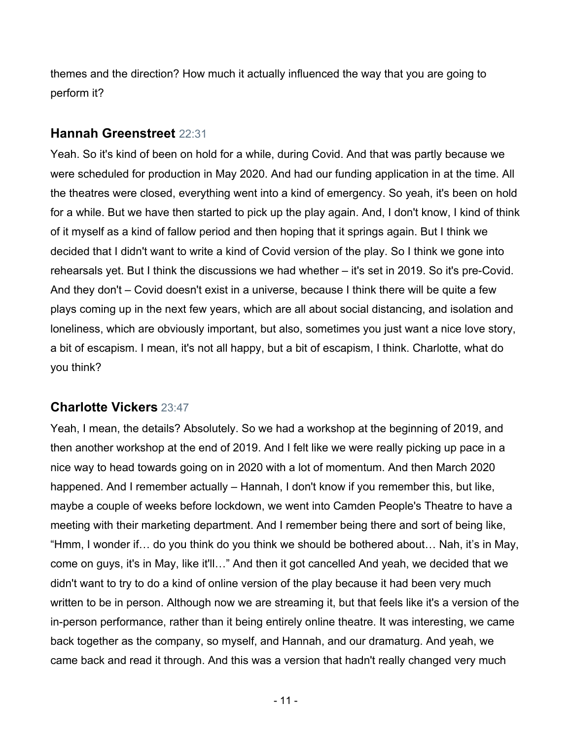themes and the direction? How much it actually influenced the way that you are going to perform it?

## Hannah Greenstreet 22:31

Yeah. So it's kind of been on hold for a while, during Covid. And that was partly because we were scheduled for production in May 2020. And had our funding application in at the time. All the theatres were closed, everything went into a kind of emergency. So yeah, it's been on hold for a while. But we have then started to pick up the play again. And, I don't know, I kind of think of it myself as a kind of fallow period and then hoping that it springs again. But I think we decided that I didn't want to write a kind of Covid version of the play. So I think we gone into rehearsals yet. But I think the discussions we had whether – it's set in 2019. So it's pre-Covid. And they don't – Covid doesn't exist in a universe, because I think there will be quite a few plays coming up in the next few years, which are all about social distancing, and isolation and loneliness, which are obviously important, but also, sometimes you just want a nice love story, a bit of escapism. I mean, it's not all happy, but a bit of escapism, I think. Charlotte, what do you think?

## Charlotte Vickers 23:47

Yeah, I mean, the details? Absolutely. So we had a workshop at the beginning of 2019, and then another workshop at the end of 2019. And I felt like we were really picking up pace in a nice way to head towards going on in 2020 with a lot of momentum. And then March 2020 happened. And I remember actually – Hannah, I don't know if you remember this, but like, maybe a couple of weeks before lockdown, we went into Camden People's Theatre to have a meeting with their marketing department. And I remember being there and sort of being like, "Hmm, I wonder if… do you think do you think we should be bothered about… Nah, it's in May, come on guys, it's in May, like it'll…" And then it got cancelled And yeah, we decided that we didn't want to try to do a kind of online version of the play because it had been very much written to be in person. Although now we are streaming it, but that feels like it's a version of the in-person performance, rather than it being entirely online theatre. It was interesting, we came back together as the company, so myself, and Hannah, and our dramaturg. And yeah, we came back and read it through. And this was a version that hadn't really changed very much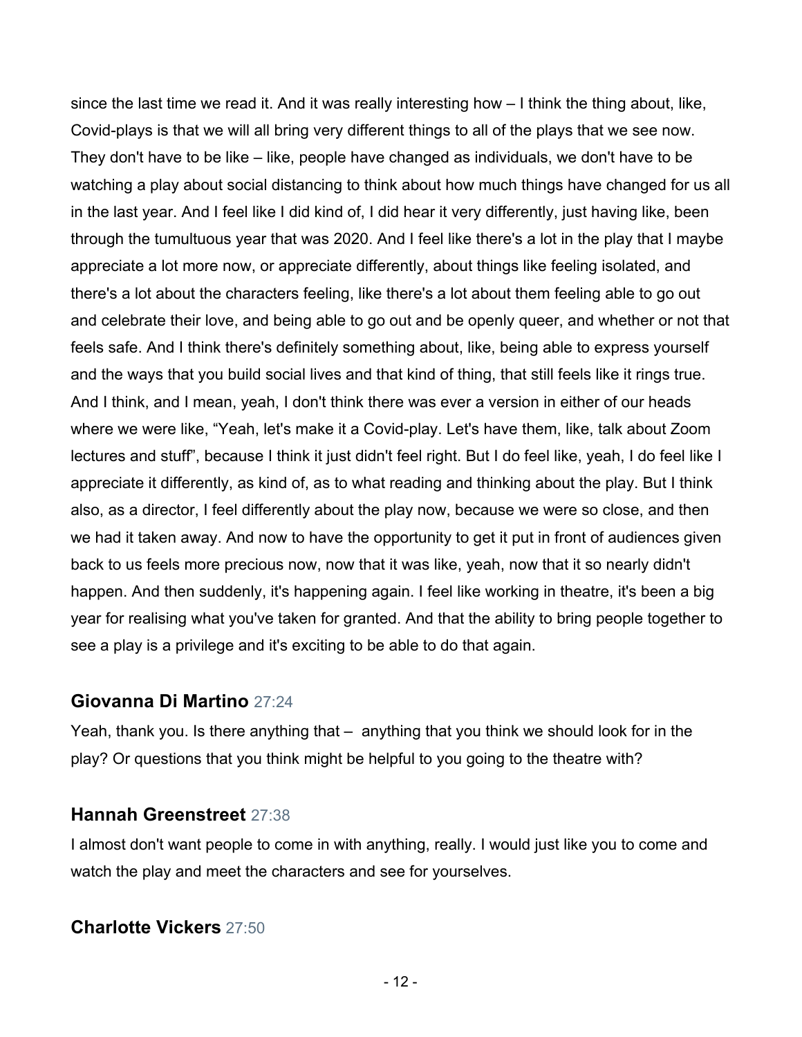since the last time we read it. And it was really interesting how – I think the thing about, like, Covid-plays is that we will all bring very different things to all of the plays that we see now. They don't have to be like – like, people have changed as individuals, we don't have to be watching a play about social distancing to think about how much things have changed for us all in the last year. And I feel like I did kind of, I did hear it very differently, just having like, been through the tumultuous year that was 2020. And I feel like there's a lot in the play that I maybe appreciate a lot more now, or appreciate differently, about things like feeling isolated, and there's a lot about the characters feeling, like there's a lot about them feeling able to go out and celebrate their love, and being able to go out and be openly queer, and whether or not that feels safe. And I think there's definitely something about, like, being able to express yourself and the ways that you build social lives and that kind of thing, that still feels like it rings true. And I think, and I mean, yeah, I don't think there was ever a version in either of our heads where we were like, "Yeah, let's make it a Covid-play. Let's have them, like, talk about Zoom lectures and stuff", because I think it just didn't feel right. But I do feel like, yeah, I do feel like I appreciate it differently, as kind of, as to what reading and thinking about the play. But I think also, as a director, I feel differently about the play now, because we were so close, and then we had it taken away. And now to have the opportunity to get it put in front of audiences given back to us feels more precious now, now that it was like, yeah, now that it so nearly didn't happen. And then suddenly, it's happening again. I feel like working in theatre, it's been a big year for realising what you've taken for granted. And that the ability to bring people together to see a play is a privilege and it's exciting to be able to do that again.

### Giovanna Di Martino 27:24

Yeah, thank you. Is there anything that – anything that you think we should look for in the play? Or questions that you think might be helpful to you going to the theatre with?

### Hannah Greenstreet 27:38

I almost don't want people to come in with anything, really. I would just like you to come and watch the play and meet the characters and see for yourselves.

### Charlotte Vickers 27:50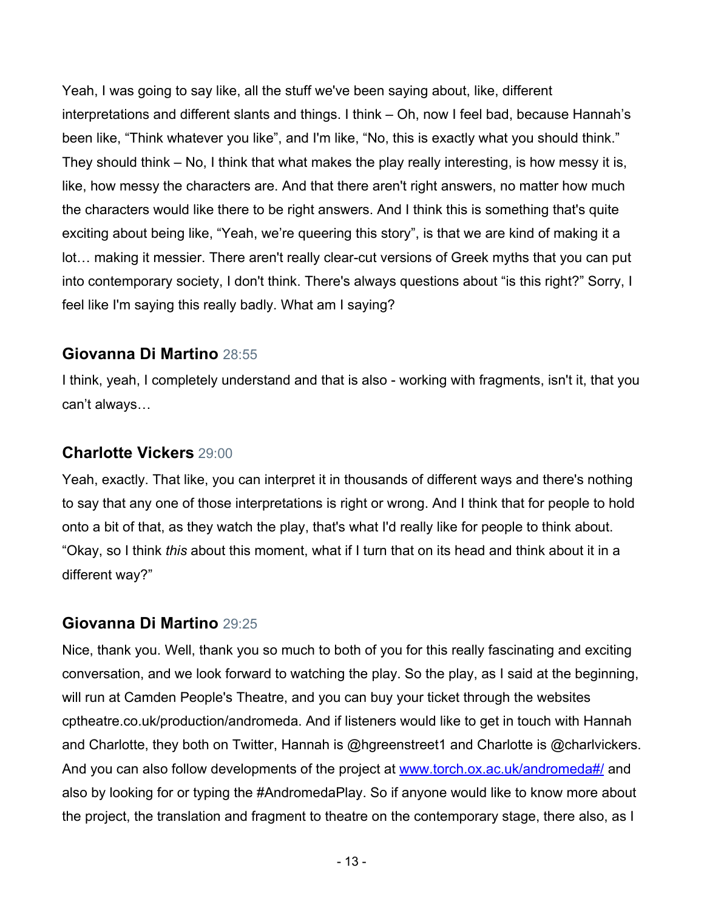Yeah, I was going to say like, all the stuff we've been saying about, like, different interpretations and different slants and things. I think – Oh, now I feel bad, because Hannah's been like, "Think whatever you like", and I'm like, "No, this is exactly what you should think." They should think – No, I think that what makes the play really interesting, is how messy it is, like, how messy the characters are. And that there aren't right answers, no matter how much the characters would like there to be right answers. And I think this is something that's quite exciting about being like, "Yeah, we're queering this story", is that we are kind of making it a lot… making it messier. There aren't really clear-cut versions of Greek myths that you can put into contemporary society, I don't think. There's always questions about "is this right?" Sorry, I feel like I'm saying this really badly. What am I saying?

### Giovanna Di Martino 28:55

I think, yeah, I completely understand and that is also - working with fragments, isn't it, that you can't always…

### Charlotte Vickers 29:00

Yeah, exactly. That like, you can interpret it in thousands of different ways and there's nothing to say that any one of those interpretations is right or wrong. And I think that for people to hold onto a bit of that, as they watch the play, that's what I'd really like for people to think about. "Okay, so I think *this* about this moment, what if I turn that on its head and think about it in a different way?"

### Giovanna Di Martino 29:25

Nice, thank you. Well, thank you so much to both of you for this really fascinating and exciting conversation, and we look forward to watching the play. So the play, as I said at the beginning, will run at Camden People's Theatre, and you can buy your ticket through the websites cptheatre.co.uk/production/andromeda. And if listeners would like to get in touch with Hannah and Charlotte, they both on Twitter, Hannah is @hgreenstreet1 and Charlotte is @charlvickers. And you can also follow developments of the project at [www.torch.ox.ac.uk/andromeda#/](www.torch.ox.ac.uk/andromeda#/) and also by looking for or typing the #AndromedaPlay. So if anyone would like to know more about the project, the translation and fragment to theatre on the contemporary stage, there also, as I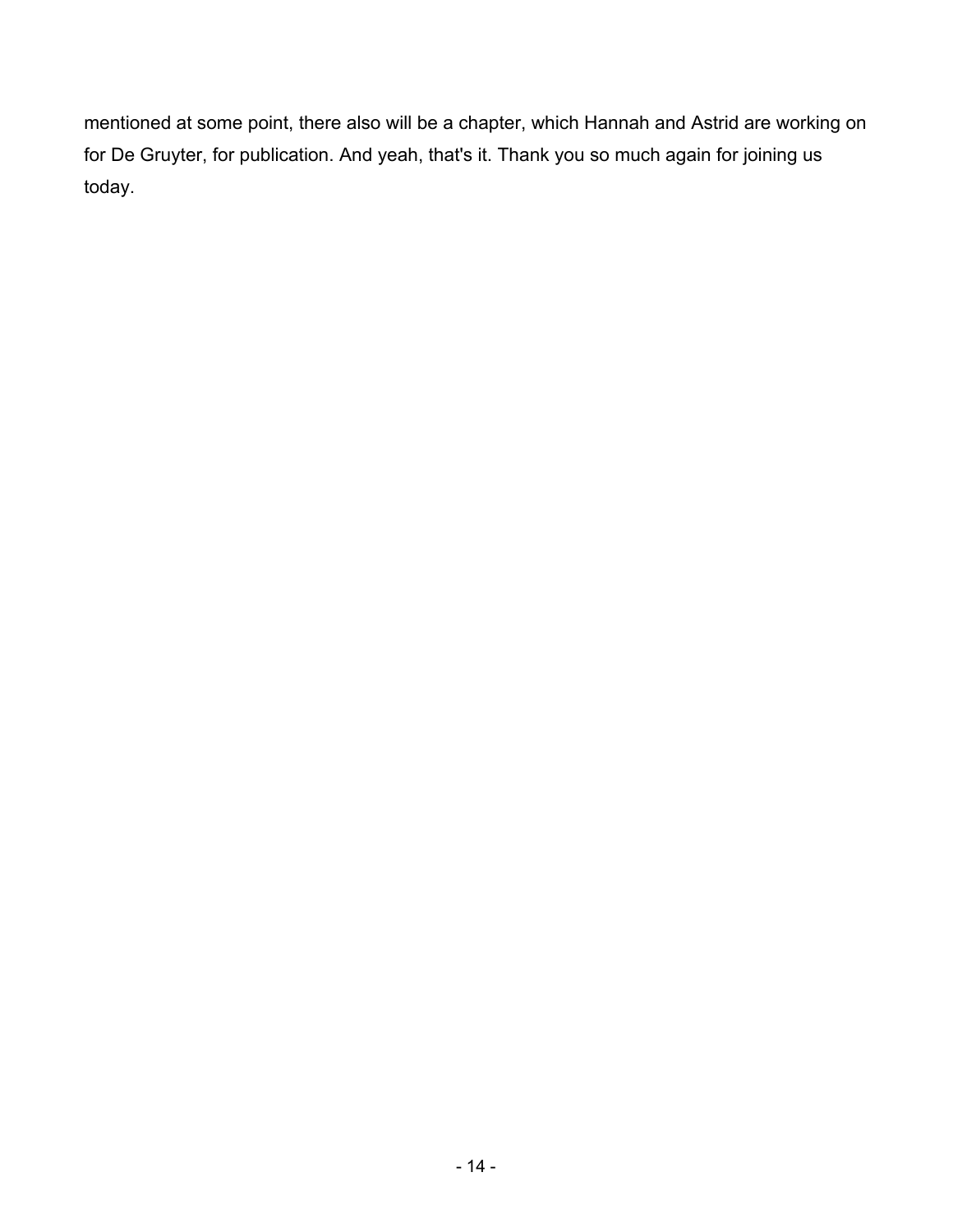mentioned at some point, there also will be a chapter, which Hannah and Astrid are working on for De Gruyter, for publication. And yeah, that's it. Thank you so much again for joining us today.